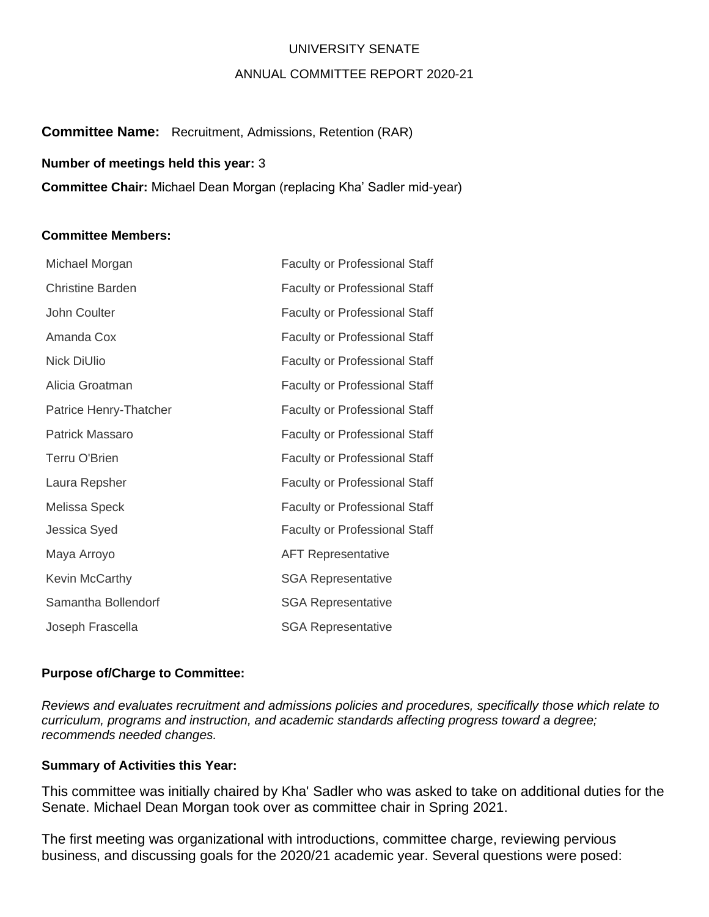UNIVERSITY SENATE

ANNUAL COMMITTEE REPORT 2020-21

**Committee Name:** Recruitment, Admissions, Retention (RAR)

**Number of meetings held this year:** 3

**Committee Chair:** Michael Dean Morgan (replacing Kha' Sadler mid-year)

**Committee Members:**

| | |
|---|---|
| Michael Morgan | Faculty or Professional Staff |
| Christine Barden | Faculty or Professional Staff |
| John Coulter | Faculty or Professional Staff |
| Amanda Cox | Faculty or Professional Staff |
| Nick DiUlio | Faculty or Professional Staff |
| Alicia Groatman | Faculty or Professional Staff |
| Patrice Henry-Thatcher | Faculty or Professional Staff |
| Patrick Massaro | Faculty or Professional Staff |
| Terru O'Brien | Faculty or Professional Staff |
| Laura Repsher | Faculty or Professional Staff |
| Melissa Speck | Faculty or Professional Staff |
| Jessica Syed | Faculty or Professional Staff |
| Maya Arroyo | AFT Representative |
| Kevin McCarthy | SGA Representative |
| Samantha Bollendorf | SGA Representative |
| Joseph Frascella | SGA Representative |

**Purpose of/Charge to Committee:**

*Reviews and evaluates recruitment and admissions policies and procedures, specifically those which relate to curriculum, programs and instruction, and academic standards affecting progress toward a degree; recommends needed changes.*

**Summary of Activities this Year:**

This committee was initially chaired by Kha' Sadler who was asked to take on additional duties for the Senate. Michael Dean Morgan took over as committee chair in Spring 2021.

The first meeting was organizational with introductions, committee charge, reviewing pervious business, and discussing goals for the 2020/21 academic year. Several questions were posed: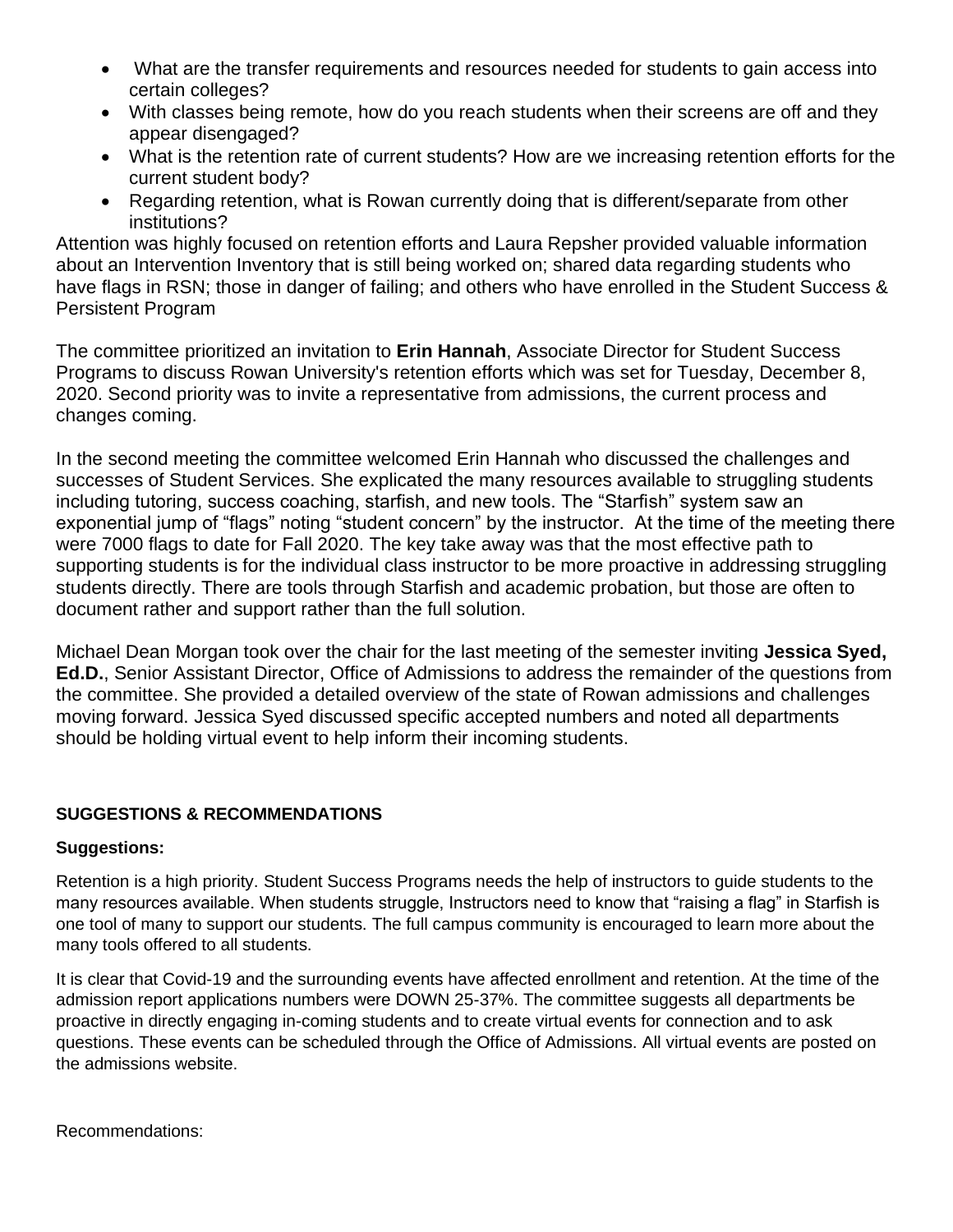- What are the transfer requirements and resources needed for students to gain access into certain colleges?
- With classes being remote, how do you reach students when their screens are off and they appear disengaged?
- What is the retention rate of current students? How are we increasing retention efforts for the current student body?
- Regarding retention, what is Rowan currently doing that is different/separate from other institutions?

Attention was highly focused on retention efforts and Laura Repsher provided valuable information about an Intervention Inventory that is still being worked on; shared data regarding students who have flags in RSN; those in danger of failing; and others who have enrolled in the Student Success & Persistent Program

The committee prioritized an invitation to **Erin Hannah**, Associate Director for Student Success Programs to discuss Rowan University's retention efforts which was set for Tuesday, December 8, 2020. Second priority was to invite a representative from admissions, the current process and changes coming.

In the second meeting the committee welcomed Erin Hannah who discussed the challenges and successes of Student Services. She explicated the many resources available to struggling students including tutoring, success coaching, starfish, and new tools. The "Starfish" system saw an exponential jump of "flags" noting "student concern" by the instructor. At the time of the meeting there were 7000 flags to date for Fall 2020. The key take away was that the most effective path to supporting students is for the individual class instructor to be more proactive in addressing struggling students directly. There are tools through Starfish and academic probation, but those are often to document rather and support rather than the full solution.

Michael Dean Morgan took over the chair for the last meeting of the semester inviting **Jessica Syed, Ed.D.**, Senior Assistant Director, Office of Admissions to address the remainder of the questions from the committee. She provided a detailed overview of the state of Rowan admissions and challenges moving forward. Jessica Syed discussed specific accepted numbers and noted all departments should be holding virtual event to help inform their incoming students.

**SUGGESTIONS & RECOMMENDATIONS**

**Suggestions:**

Retention is a high priority. Student Success Programs needs the help of instructors to guide students to the many resources available. When students struggle, Instructors need to know that "raising a flag" in Starfish is one tool of many to support our students. The full campus community is encouraged to learn more about the many tools offered to all students.

It is clear that Covid-19 and the surrounding events have affected enrollment and retention. At the time of the admission report applications numbers were DOWN 25-37%. The committee suggests all departments be proactive in directly engaging in-coming students and to create virtual events for connection and to ask questions. These events can be scheduled through the Office of Admissions. All virtual events are posted on the admissions website.

Recommendations: